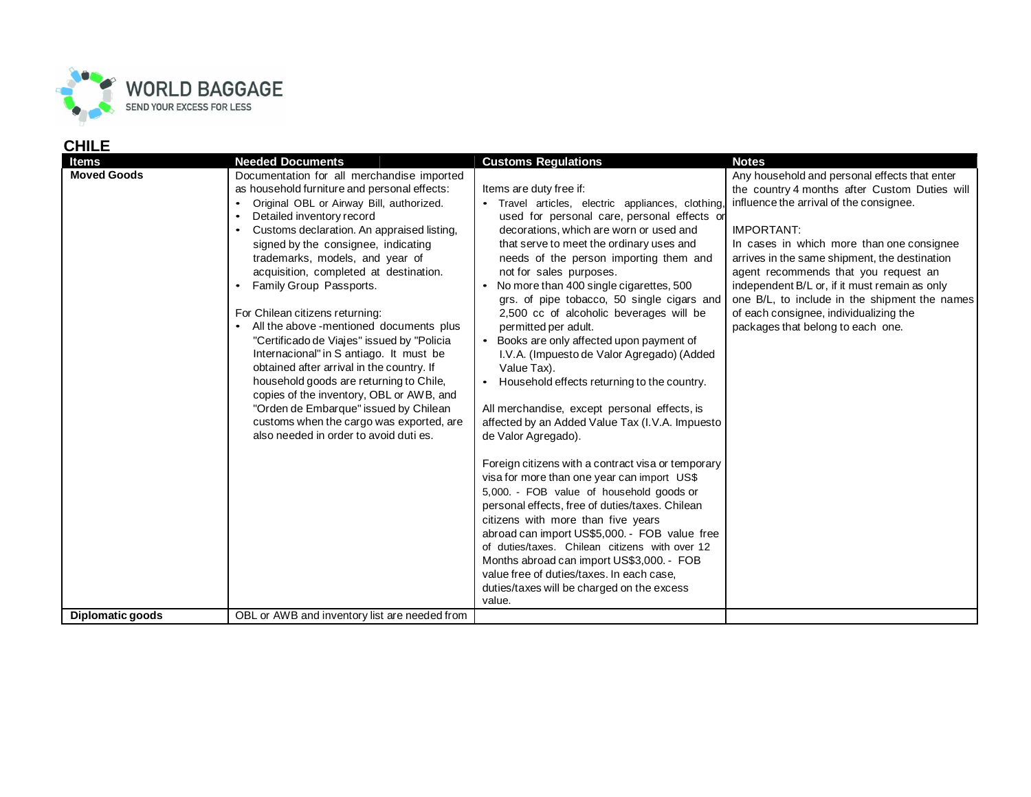WORLD BAGGAGE
SEND YOUR EXCESS FOR LESS

## CHILE

| Items | Needed Documents | Customs Regulations | Notes |
|---|---|---|---|
| **Moved Goods** | Documentation for all merchandise imported as household furniture and personal effects:<br>• Original OBL or Airway Bill, authorized.<br>• Detailed inventory record<br>• Customs declaration. An appraised listing, signed by the consignee, indicating trademarks, models, and year of acquisition, completed at destination.<br>• Family Group Passports.<br><br>For Chilean citizens returning:<br>• All the above -mentioned documents plus "Certificado de Viajes" issued by "Policia Internacional" in S antiago. It must be obtained after arrival in the country. If household goods are returning to Chile, copies of the inventory, OBL or AWB, and "Orden de Embarque" issued by Chilean customs when the cargo was exported, are also needed in order to avoid duti es. | Items are duty free if:<br>• Travel articles, electric appliances, clothing, used for personal care, personal effects or decorations, which are worn or used and that serve to meet the ordinary uses and needs of the person importing them and not for sales purposes.<br>• No more than 400 single cigarettes, 500 grs. of pipe tobacco, 50 single cigars and 2,500 cc of alcoholic beverages will be permitted per adult.<br>• Books are only affected upon payment of I.V.A. (Impuesto de Valor Agregado) (Added Value Tax).<br>• Household effects returning to the country.<br><br>All merchandise, except personal effects, is affected by an Added Value Tax (I.V.A. Impuesto de Valor Agregado).<br><br>Foreign citizens with a contract visa or temporary visa for more than one year can import US$ 5,000. - FOB value of household goods or personal effects, free of duties/taxes. Chilean citizens with more than five years abroad can import US$5,000. - FOB value free of duties/taxes. Chilean citizens with over 12 Months abroad can import US$3,000. - FOB value free of duties/taxes. In each case, duties/taxes will be charged on the excess value. | Any household and personal effects that enter the country 4 months after Custom Duties will influence the arrival of the consignee.<br><br>IMPORTANT:<br>In cases in which more than one consignee arrives in the same shipment, the destination agent recommends that you request an independent B/L or, if it must remain as only one B/L, to include in the shipment the names of each consignee, individualizing the packages that belong to each one. |
| **Diplomatic goods** | OBL or AWB and inventory list are needed from | | |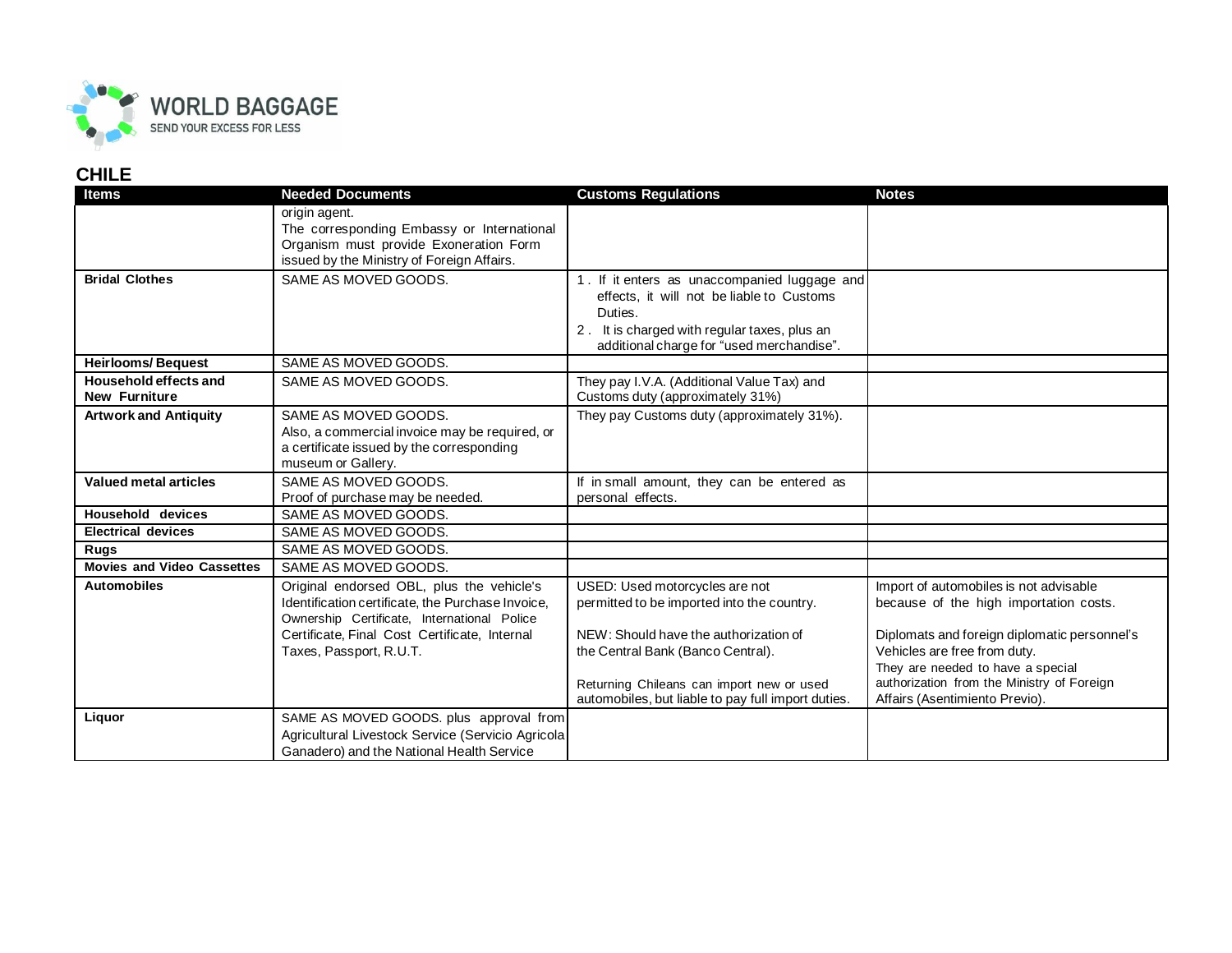## CHILE

| Items | Needed Documents | Customs Regulations | Notes |
|---|---|---|---|
| | origin agent.<br>The corresponding Embassy or International Organism must provide Exoneration Form issued by the Ministry of Foreign Affairs. | | |
| **Bridal Clothes** | SAME AS MOVED GOODS. | 1. If it enters as unaccompanied luggage and effects, it will not be liable to Customs Duties.<br>2. It is charged with regular taxes, plus an additional charge for "used merchandise". | |
| **Heirlooms/ Bequest** | SAME AS MOVED GOODS. | | |
| **Household effects and New Furniture** | SAME AS MOVED GOODS. | They pay I.V.A. (Additional Value Tax) and Customs duty (approximately 31%) | |
| **Artwork and Antiquity** | SAME AS MOVED GOODS.<br>Also, a commercial invoice may be required, or a certificate issued by the corresponding museum or Gallery. | They pay Customs duty (approximately 31%). | |
| **Valued metal articles** | SAME AS MOVED GOODS.<br>Proof of purchase may be needed. | If in small amount, they can be entered as personal effects. | |
| **Household devices** | SAME AS MOVED GOODS. | | |
| **Electrical devices** | SAME AS MOVED GOODS. | | |
| **Rugs** | SAME AS MOVED GOODS. | | |
| **Movies and Video Cassettes** | SAME AS MOVED GOODS. | | |
| **Automobiles** | Original endorsed OBL, plus the vehicle's Identification certificate, the Purchase Invoice, Ownership Certificate, International Police Certificate, Final Cost Certificate, Internal Taxes, Passport, R.U.T. | USED: Used motorcycles are not permitted to be imported into the country.<br><br>NEW: Should have the authorization of the Central Bank (Banco Central).<br><br>Returning Chileans can import new or used automobiles, but liable to pay full import duties. | Import of automobiles is not advisable because of the high importation costs.<br><br>Diplomats and foreign diplomatic personnel's Vehicles are free from duty.<br>They are needed to have a special authorization from the Ministry of Foreign Affairs (Asentimiento Previo). |
| **Liquor** | SAME AS MOVED GOODS. plus approval from Agricultural Livestock Service (Servicio Agricola Ganadero) and the National Health Service | | |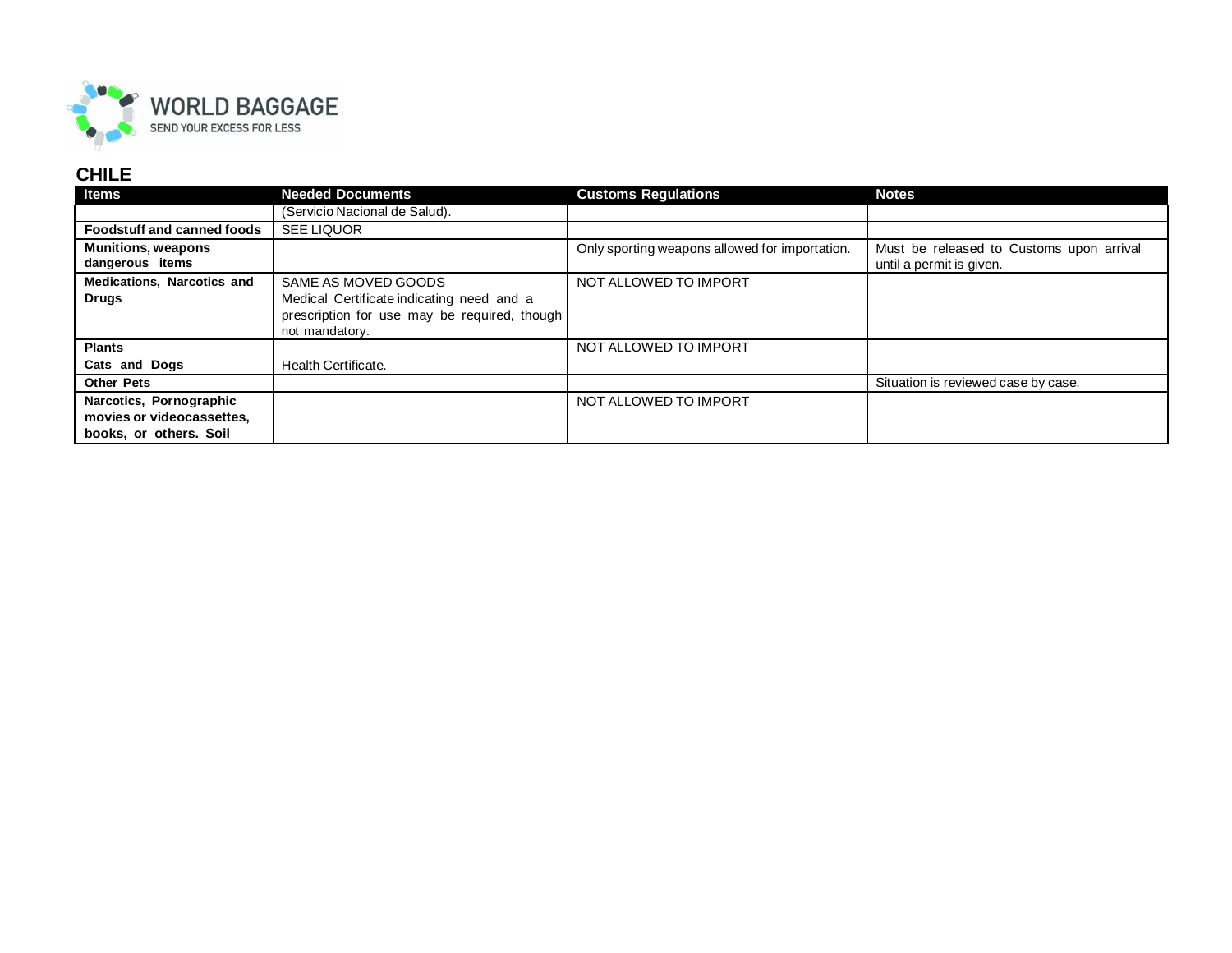## CHILE

| Items | Needed Documents | Customs Regulations | Notes |
|---|---|---|---|
| | (Servicio Nacional de Salud). | | |
| **Foodstuff and canned foods** | SEE LIQUOR | | |
| **Munitions, weapons dangerous items** | | Only sporting weapons allowed for importation. | Must be released to Customs upon arrival until a permit is given. |
| **Medications, Narcotics and Drugs** | SAME AS MOVED GOODS Medical Certificate indicating need and a prescription for use may be required, though not mandatory. | NOT ALLOWED TO IMPORT | |
| **Plants** | | NOT ALLOWED TO IMPORT | |
| **Cats and Dogs** | Health Certificate. | | |
| **Other Pets** | | | Situation is reviewed case by case. |
| **Narcotics, Pornographic movies or videocassettes, books, or others. Soil** | | NOT ALLOWED TO IMPORT | |